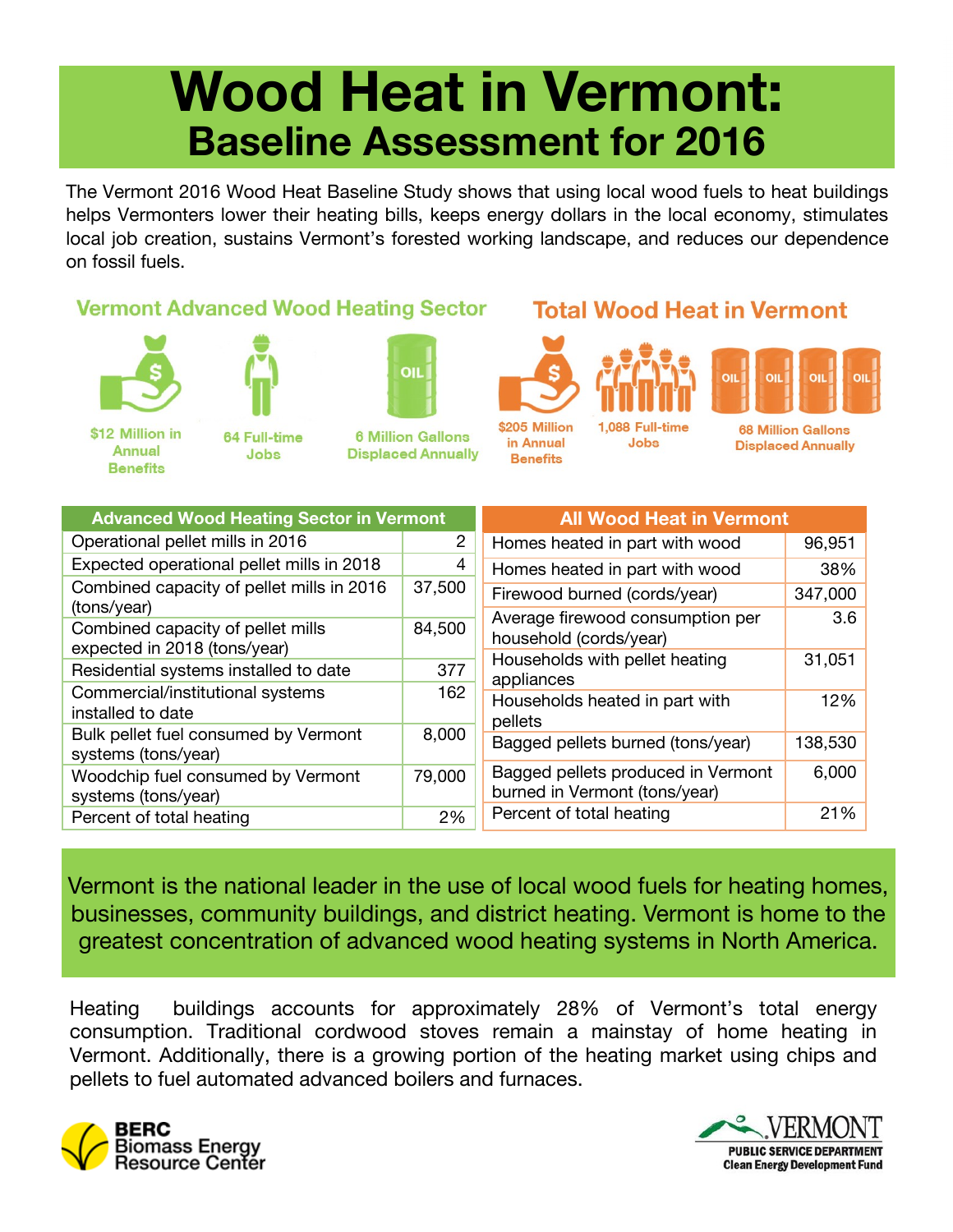# Wood Heat in Vermont:
## Baseline Assessment for 2016

The Vermont 2016 Wood Heat Baseline Study shows that using local wood fuels to heat buildings helps Vermonters lower their heating bills, keeps energy dollars in the local economy, stimulates local job creation, sustains Vermont's forested working landscape, and reduces our dependence on fossil fuels.

### Vermont Advanced Wood Heating Sector

- $12 Million in Annual Benefits
- 64 Full-time Jobs
- 6 Million Gallons Displaced Annually

### Total Wood Heat in Vermont

- $205 Million in Annual Benefits
- 1,088 Full-time Jobs
- 68 Million Gallons Displaced Annually

| Advanced Wood Heating Sector in Vermont | |
|---|---|
| Operational pellet mills in 2016 | 2 |
| Expected operational pellet mills in 2018 | 4 |
| Combined capacity of pellet mills in 2016 (tons/year) | 37,500 |
| Combined capacity of pellet mills expected in 2018 (tons/year) | 84,500 |
| Residential systems installed to date | 377 |
| Commercial/institutional systems installed to date | 162 |
| Bulk pellet fuel consumed by Vermont systems (tons/year) | 8,000 |
| Woodchip fuel consumed by Vermont systems (tons/year) | 79,000 |
| Percent of total heating | 2% |

| All Wood Heat in Vermont | |
|---|---|
| Homes heated in part with wood | 96,951 |
| Homes heated in part with wood | 38% |
| Firewood burned (cords/year) | 347,000 |
| Average firewood consumption per household (cords/year) | 3.6 |
| Households with pellet heating appliances | 31,051 |
| Households heated in part with pellets | 12% |
| Bagged pellets burned (tons/year) | 138,530 |
| Bagged pellets produced in Vermont burned in Vermont (tons/year) | 6,000 |
| Percent of total heating | 21% |

Vermont is the national leader in the use of local wood fuels for heating homes, businesses, community buildings, and district heating. Vermont is home to the greatest concentration of advanced wood heating systems in North America.

Heating buildings accounts for approximately 28% of Vermont's total energy consumption. Traditional cordwood stoves remain a mainstay of home heating in Vermont. Additionally, there is a growing portion of the heating market using chips and pellets to fuel automated advanced boilers and furnaces.

BERC Biomass Energy Resource Center

VERMONT PUBLIC SERVICE DEPARTMENT Clean Energy Development Fund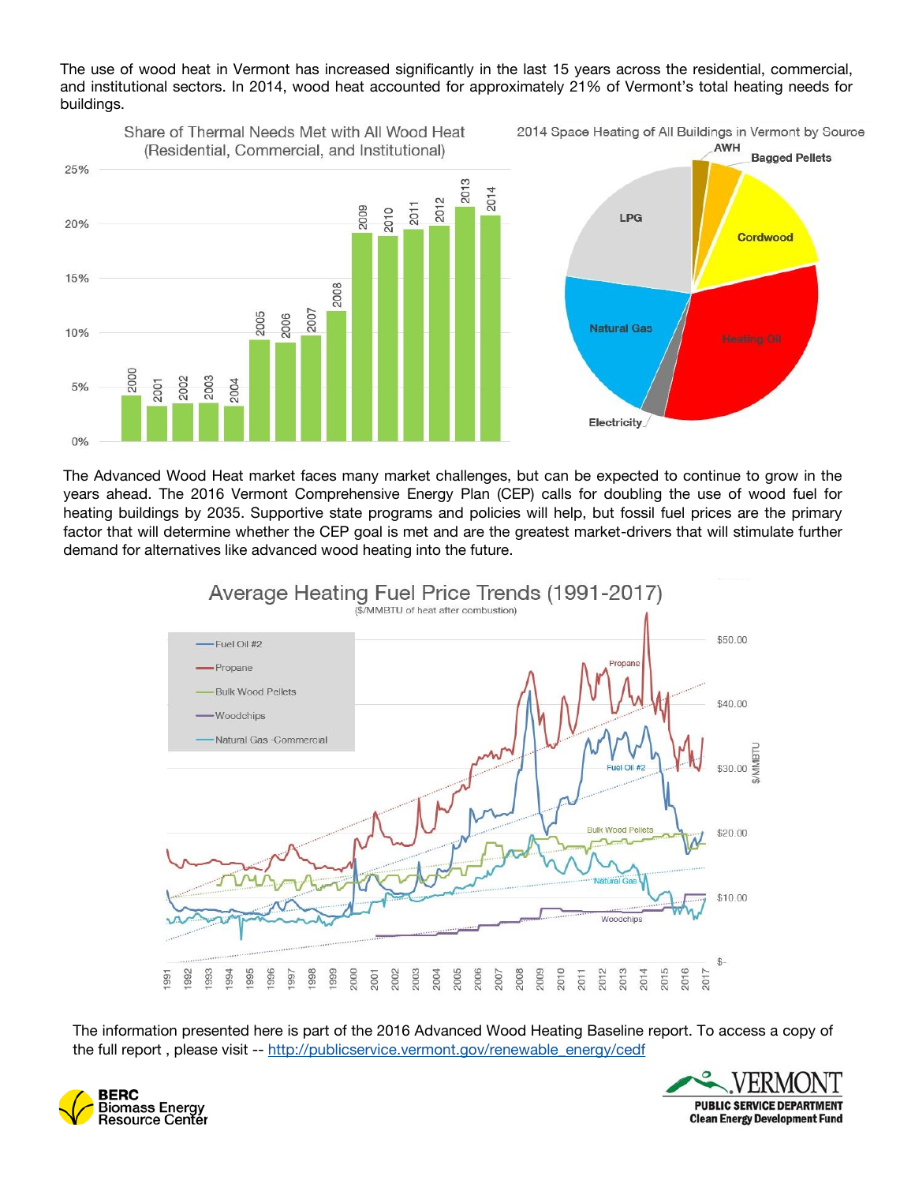The use of wood heat in Vermont has increased significantly in the last 15 years across the residential, commercial, and institutional sectors. In 2014, wood heat accounted for approximately 21% of Vermont's total heating needs for buildings.

Share of Thermal Needs Met with All Wood Heat
(Residential, Commercial, and Institutional)

25%
20%
15%
10%
5%
0%

2000 2001 2002 2003 2004 2005 2006 2007 2008 2009 2010 2011 2012 2013 2014

2014 Space Heating of All Buildings in Vermont by Source

AWH
Bagged Pellets
Cordwood
Heating Oil
Electricity
Natural Gas
LPG

The Advanced Wood Heat market faces many market challenges, but can be expected to continue to grow in the years ahead. The 2016 Vermont Comprehensive Energy Plan (CEP) calls for doubling the use of wood fuel for heating buildings by 2035. Supportive state programs and policies will help, but fossil fuel prices are the primary factor that will determine whether the CEP goal is met and are the greatest market-drivers that will stimulate further demand for alternatives like advanced wood heating into the future.

Average Heating Fuel Price Trends (1991-2017)
($/MMBTU of heat after combustion)

Fuel Oil #2
Propane
Bulk Wood Pellets
Woodchips
Natural Gas -Commercial

Propane
Fuel Oil #2
Bulk Wood Pellets
Natural Gas
Woodchips

$50.00
$40.00
$30.00
$20.00
$10.00
$-

$/MMBTU

1991 1992 1993 1994 1995 1996 1997 1998 1999 2000 2001 2002 2003 2004 2005 2006 2007 2008 2009 2010 2011 2012 2013 2014 2015 2016 2017

The information presented here is part of the 2016 Advanced Wood Heating Baseline report. To access a copy of the full report , please visit -- http://publicservice.vermont.gov/renewable_energy/cedf

BERC Biomass Energy Resource Center

VERMONT PUBLIC SERVICE DEPARTMENT Clean Energy Development Fund